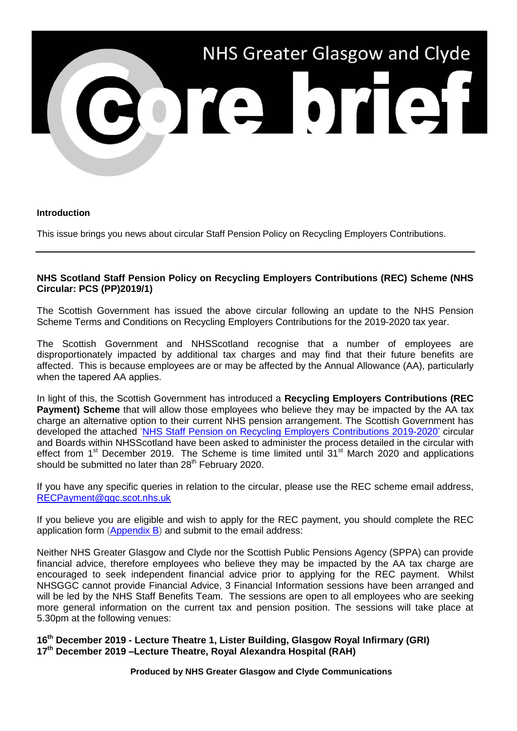# NHS Greater Glasgow and Clyde

# core brief

**Introduction**

This issue brings you news about circular Staff Pension Policy on Recycling Employers Contributions.

---

**NHS Scotland Staff Pension Policy on Recycling Employers Contributions (REC) Scheme (NHS Circular: PCS (PP)2019/1)**

The Scottish Government has issued the above circular following an update to the NHS Pension Scheme Terms and Conditions on Recycling Employers Contributions for the 2019-2020 tax year.

The Scottish Government and NHSScotland recognise that a number of employees are disproportionately impacted by additional tax charges and may find that their future benefits are affected. This is because employees are or may be affected by the Annual Allowance (AA), particularly when the tapered AA applies.

In light of this, the Scottish Government has introduced a **Recycling Employers Contributions (REC Payment) Scheme** that will allow those employees who believe they may be impacted by the AA tax charge an alternative option to their current NHS pension arrangement. The Scottish Government has developed the attached 'NHS Staff Pension on Recycling Employers Contributions 2019-2020' circular and Boards within NHSScotland have been asked to administer the process detailed in the circular with effect from 1st December 2019. The Scheme is time limited until 31st March 2020 and applications should be submitted no later than 28th February 2020.

If you have any specific queries in relation to the circular, please use the REC scheme email address, RECPayment@ggc.scot.nhs.uk

If you believe you are eligible and wish to apply for the REC payment, you should complete the REC application form (Appendix B) and submit to the email address:

Neither NHS Greater Glasgow and Clyde nor the Scottish Public Pensions Agency (SPPA) can provide financial advice, therefore employees who believe they may be impacted by the AA tax charge are encouraged to seek independent financial advice prior to applying for the REC payment. Whilst NHSGGC cannot provide Financial Advice, 3 Financial Information sessions have been arranged and will be led by the NHS Staff Benefits Team. The sessions are open to all employees who are seeking more general information on the current tax and pension position. The sessions will take place at 5.30pm at the following venues:

**16th December 2019 - Lecture Theatre 1, Lister Building, Glasgow Royal Infirmary (GRI)**
**17th December 2019 –Lecture Theatre, Royal Alexandra Hospital (RAH)**

**Produced by NHS Greater Glasgow and Clyde Communications**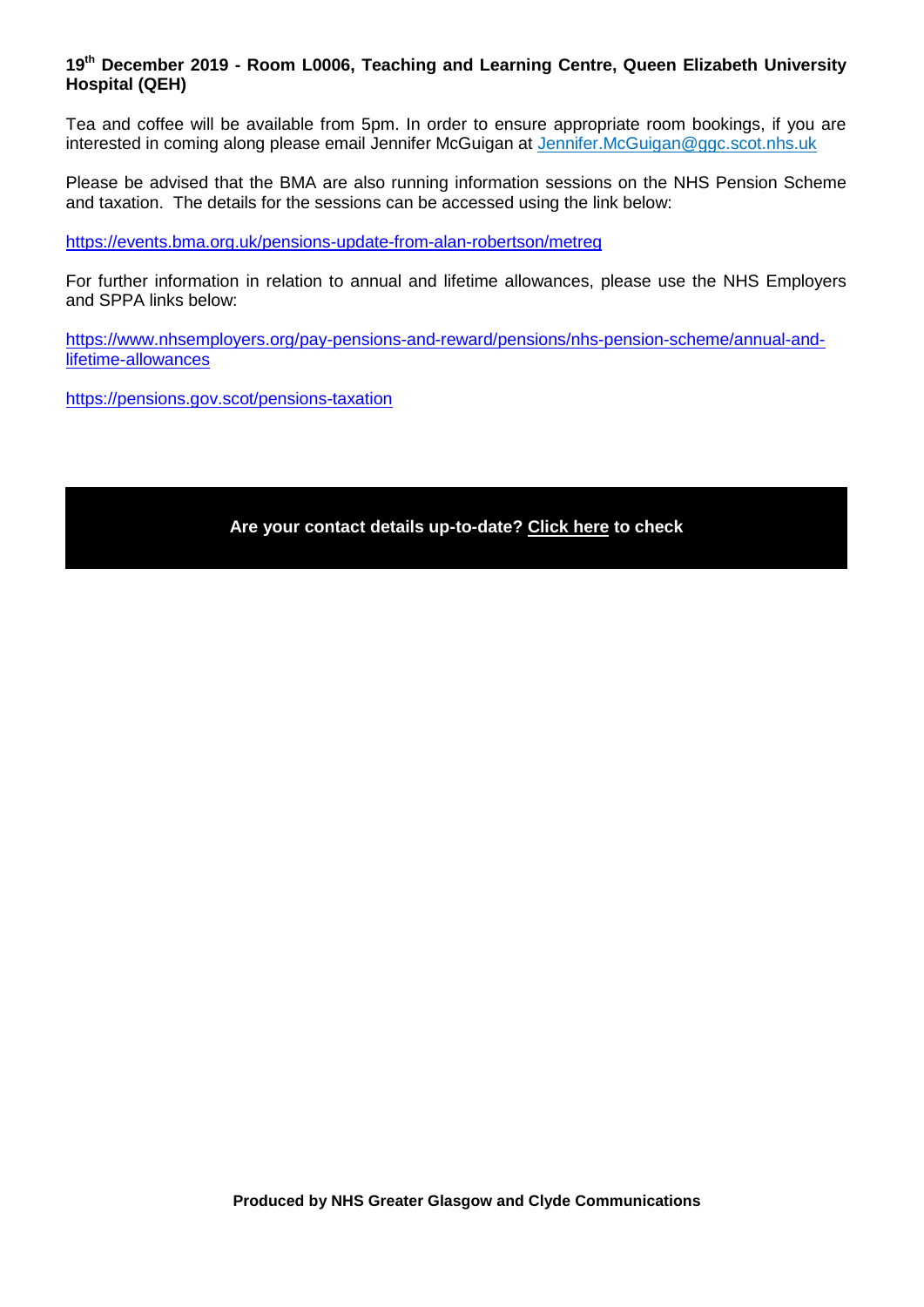**19th December 2019 - Room L0006, Teaching and Learning Centre, Queen Elizabeth University Hospital (QEH)**

Tea and coffee will be available from 5pm. In order to ensure appropriate room bookings, if you are interested in coming along please email Jennifer McGuigan at Jennifer.McGuigan@ggc.scot.nhs.uk

Please be advised that the BMA are also running information sessions on the NHS Pension Scheme and taxation. The details for the sessions can be accessed using the link below:

https://events.bma.org.uk/pensions-update-from-alan-robertson/metreg

For further information in relation to annual and lifetime allowances, please use the NHS Employers and SPPA links below:

https://www.nhsemployers.org/pay-pensions-and-reward/pensions/nhs-pension-scheme/annual-and-lifetime-allowances

https://pensions.gov.scot/pensions-taxation

**Are your contact details up-to-date? Click here to check**

**Produced by NHS Greater Glasgow and Clyde Communications**